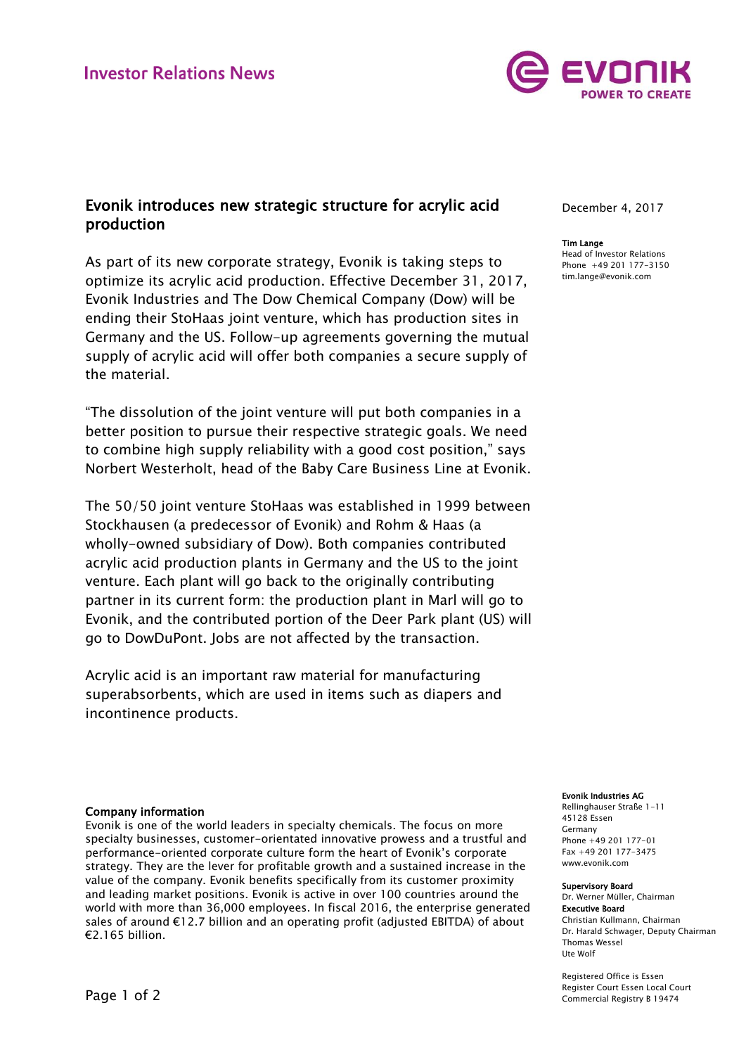Investor Relations News

# Evonik introduces new strategic structure for acrylic acid production

December 4, 2017

**Tim Lange**
Head of Investor Relations
Phone +49 201 177-3150
tim.lange@evonik.com

As part of its new corporate strategy, Evonik is taking steps to optimize its acrylic acid production. Effective December 31, 2017, Evonik Industries and The Dow Chemical Company (Dow) will be ending their StoHaas joint venture, which has production sites in Germany and the US. Follow-up agreements governing the mutual supply of acrylic acid will offer both companies a secure supply of the material.

"The dissolution of the joint venture will put both companies in a better position to pursue their respective strategic goals. We need to combine high supply reliability with a good cost position," says Norbert Westerholt, head of the Baby Care Business Line at Evonik.

The 50/50 joint venture StoHaas was established in 1999 between Stockhausen (a predecessor of Evonik) and Rohm & Haas (a wholly-owned subsidiary of Dow). Both companies contributed acrylic acid production plants in Germany and the US to the joint venture. Each plant will go back to the originally contributing partner in its current form: the production plant in Marl will go to Evonik, and the contributed portion of the Deer Park plant (US) will go to DowDuPont. Jobs are not affected by the transaction.

Acrylic acid is an important raw material for manufacturing superabsorbents, which are used in items such as diapers and incontinence products.

**Company information**

Evonik is one of the world leaders in specialty chemicals. The focus on more specialty businesses, customer-orientated innovative prowess and a trustful and performance-oriented corporate culture form the heart of Evonik's corporate strategy. They are the lever for profitable growth and a sustained increase in the value of the company. Evonik benefits specifically from its customer proximity and leading market positions. Evonik is active in over 100 countries around the world with more than 36,000 employees. In fiscal 2016, the enterprise generated sales of around €12.7 billion and an operating profit (adjusted EBITDA) of about €2.165 billion.

**Evonik Industries AG**
Rellinghauser Straße 1-11
45128 Essen
Germany
Phone +49 201 177-01
Fax +49 201 177-3475
www.evonik.com

**Supervisory Board**
Dr. Werner Müller, Chairman

**Executive Board**
Christian Kullmann, Chairman
Dr. Harald Schwager, Deputy Chairman
Thomas Wessel
Ute Wolf

Registered Office is Essen
Register Court Essen Local Court
Commercial Registry B 19474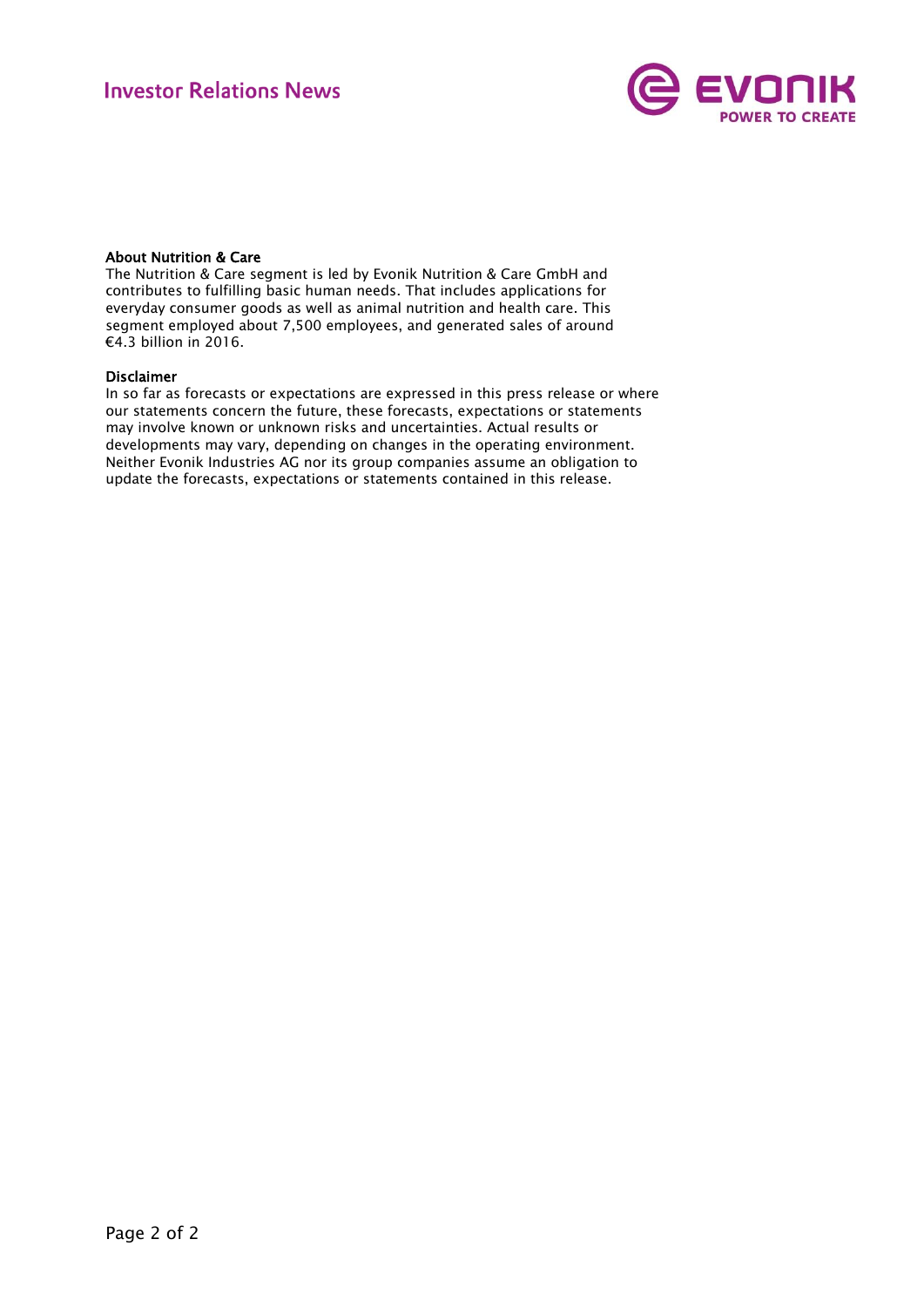**About Nutrition & Care**

The Nutrition & Care segment is led by Evonik Nutrition & Care GmbH and contributes to fulfilling basic human needs. That includes applications for everyday consumer goods as well as animal nutrition and health care. This segment employed about 7,500 employees, and generated sales of around €4.3 billion in 2016.

**Disclaimer**

In so far as forecasts or expectations are expressed in this press release or where our statements concern the future, these forecasts, expectations or statements may involve known or unknown risks and uncertainties. Actual results or developments may vary, depending on changes in the operating environment. Neither Evonik Industries AG nor its group companies assume an obligation to update the forecasts, expectations or statements contained in this release.